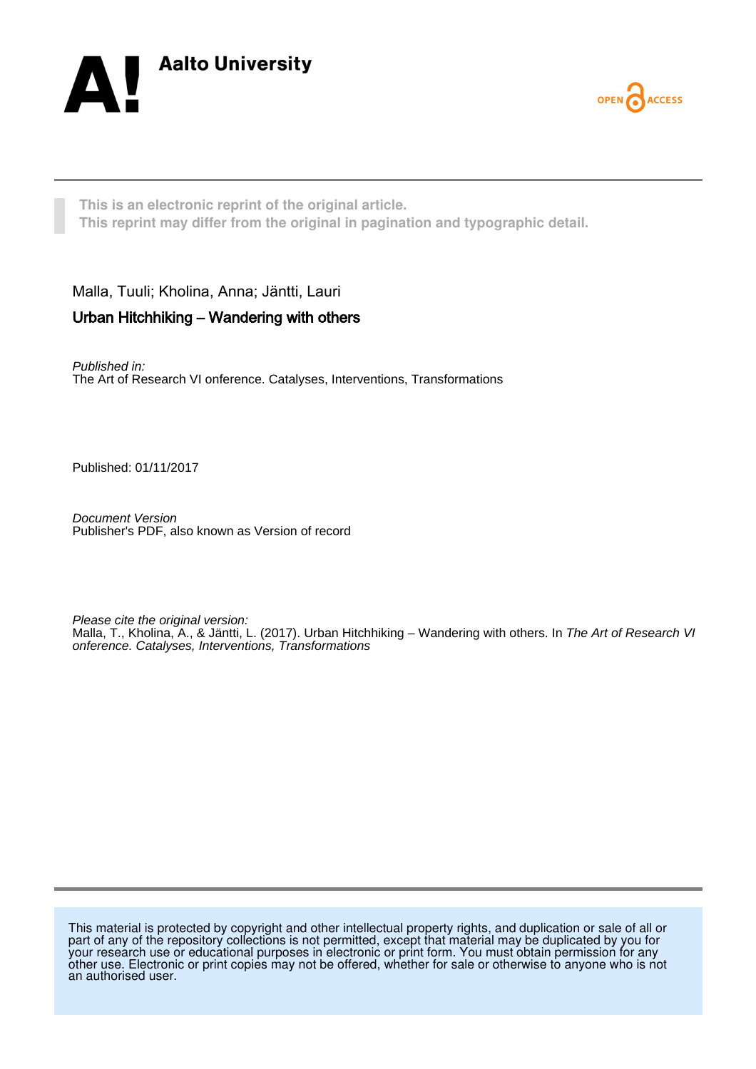Aalto University

OPEN ACCESS

**This is an electronic reprint of the original article.**
**This reprint may differ from the original in pagination and typographic detail.**

Malla, Tuuli; Kholina, Anna; Jäntti, Lauri

## Urban Hitchhiking – Wandering with others

*Published in:*
The Art of Research VI onference. Catalyses, Interventions, Transformations

Published: 01/11/2017

*Document Version*
Publisher's PDF, also known as Version of record

*Please cite the original version:*
Malla, T., Kholina, A., & Jäntti, L. (2017). Urban Hitchhiking – Wandering with others. In *The Art of Research VI onference. Catalyses, Interventions, Transformations*

This material is protected by copyright and other intellectual property rights, and duplication or sale of all or part of any of the repository collections is not permitted, except that material may be duplicated by you for your research use or educational purposes in electronic or print form. You must obtain permission for any other use. Electronic or print copies may not be offered, whether for sale or otherwise to anyone who is not an authorised user.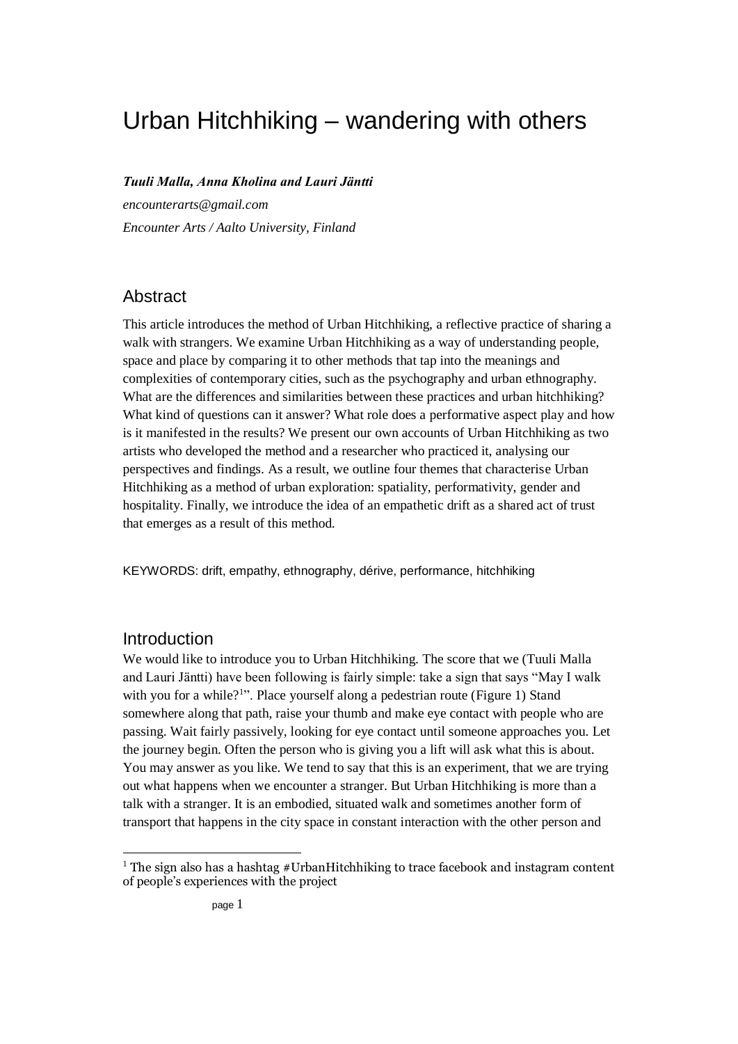# Urban Hitchhiking – wandering with others

***Tuuli Malla, Anna Kholina and Lauri Jäntti***

*encounterarts@gmail.com*

*Encounter Arts / Aalto University, Finland*

## Abstract

This article introduces the method of Urban Hitchhiking, a reflective practice of sharing a walk with strangers. We examine Urban Hitchhiking as a way of understanding people, space and place by comparing it to other methods that tap into the meanings and complexities of contemporary cities, such as the psychography and urban ethnography. What are the differences and similarities between these practices and urban hitchhiking? What kind of questions can it answer? What role does a performative aspect play and how is it manifested in the results? We present our own accounts of Urban Hitchhiking as two artists who developed the method and a researcher who practiced it, analysing our perspectives and findings. As a result, we outline four themes that characterise Urban Hitchhiking as a method of urban exploration: spatiality, performativity, gender and hospitality. Finally, we introduce the idea of an empathetic drift as a shared act of trust that emerges as a result of this method.

KEYWORDS: drift, empathy, ethnography, dérive, performance, hitchhiking

## Introduction

We would like to introduce you to Urban Hitchhiking. The score that we (Tuuli Malla and Lauri Jäntti) have been following is fairly simple: take a sign that says "May I walk with you for a while?[1]". Place yourself along a pedestrian route (Figure 1) Stand somewhere along that path, raise your thumb and make eye contact with people who are passing. Wait fairly passively, looking for eye contact until someone approaches you. Let the journey begin. Often the person who is giving you a lift will ask what this is about. You may answer as you like. We tend to say that this is an experiment, that we are trying out what happens when we encounter a stranger. But Urban Hitchhiking is more than a talk with a stranger. It is an embodied, situated walk and sometimes another form of transport that happens in the city space in constant interaction with the other person and

[1] The sign also has a hashtag #UrbanHitchhiking to trace facebook and instagram content of people's experiences with the project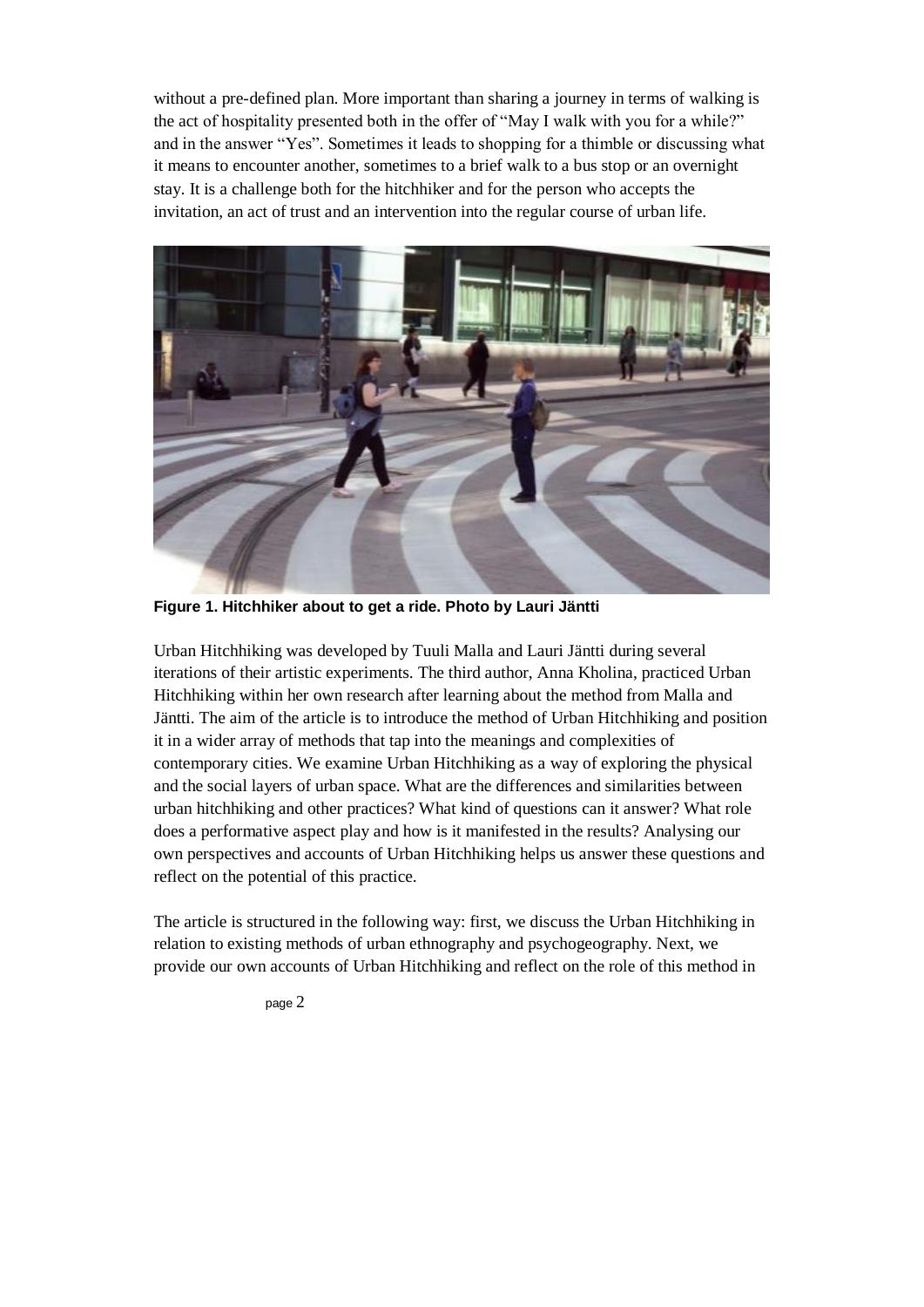without a pre-defined plan. More important than sharing a journey in terms of walking is the act of hospitality presented both in the offer of “May I walk with you for a while?” and in the answer “Yes”. Sometimes it leads to shopping for a thimble or discussing what it means to encounter another, sometimes to a brief walk to a bus stop or an overnight stay. It is a challenge both for the hitchhiker and for the person who accepts the invitation, an act of trust and an intervention into the regular course of urban life.

**Figure 1. Hitchhiker about to get a ride. Photo by Lauri Jäntti**

Urban Hitchhiking was developed by Tuuli Malla and Lauri Jäntti during several iterations of their artistic experiments. The third author, Anna Kholina, practiced Urban Hitchhiking within her own research after learning about the method from Malla and Jäntti. The aim of the article is to introduce the method of Urban Hitchhiking and position it in a wider array of methods that tap into the meanings and complexities of contemporary cities. We examine Urban Hitchhiking as a way of exploring the physical and the social layers of urban space. What are the differences and similarities between urban hitchhiking and other practices? What kind of questions can it answer? What role does a performative aspect play and how is it manifested in the results? Analysing our own perspectives and accounts of Urban Hitchhiking helps us answer these questions and reflect on the potential of this practice.

The article is structured in the following way: first, we discuss the Urban Hitchhiking in relation to existing methods of urban ethnography and psychogeography. Next, we provide our own accounts of Urban Hitchhiking and reflect on the role of this method in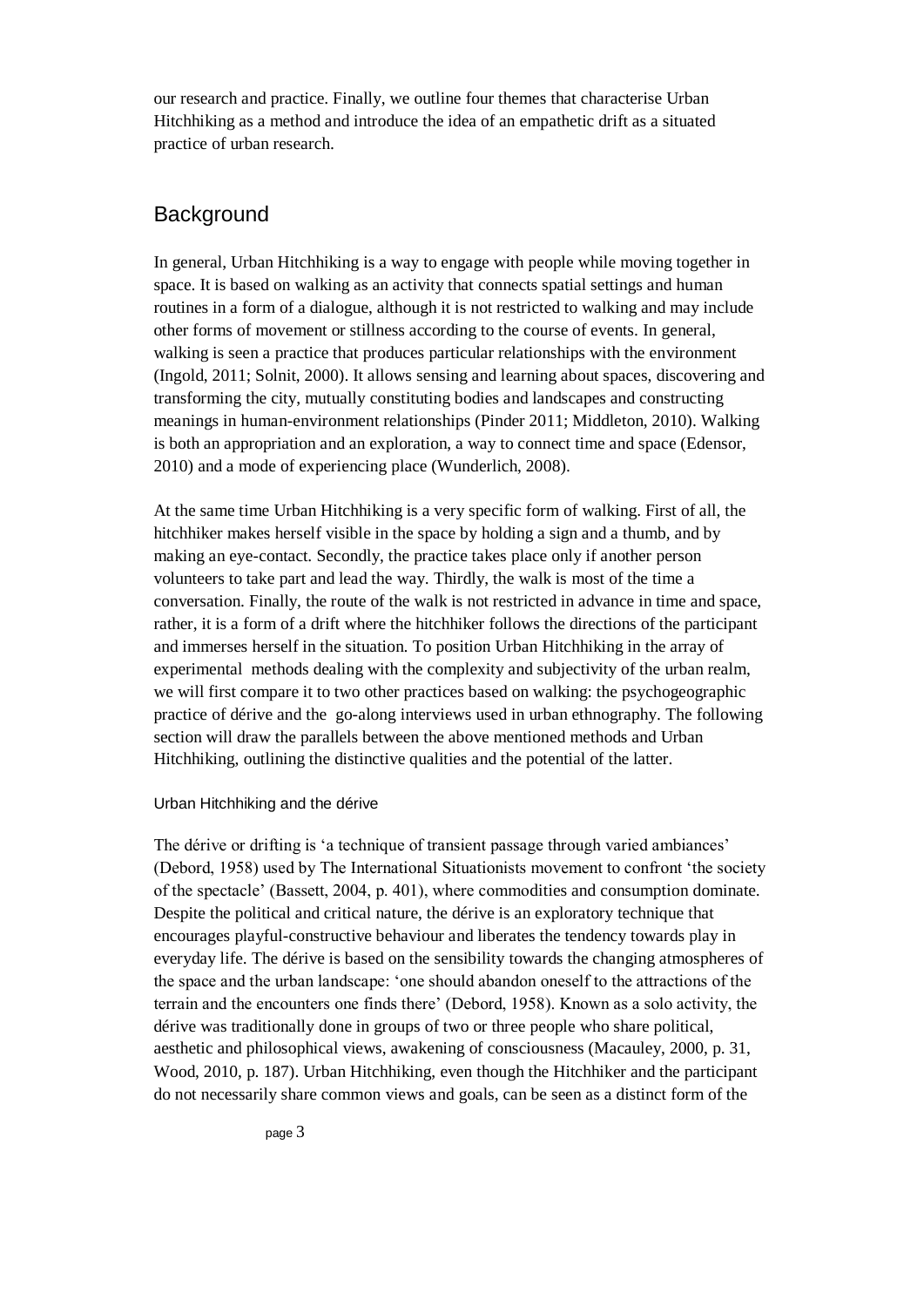our research and practice. Finally, we outline four themes that characterise Urban Hitchhiking as a method and introduce the idea of an empathetic drift as a situated practice of urban research.

## Background

In general, Urban Hitchhiking is a way to engage with people while moving together in space. It is based on walking as an activity that connects spatial settings and human routines in a form of a dialogue, although it is not restricted to walking and may include other forms of movement or stillness according to the course of events. In general, walking is seen a practice that produces particular relationships with the environment (Ingold, 2011; Solnit, 2000). It allows sensing and learning about spaces, discovering and transforming the city, mutually constituting bodies and landscapes and constructing meanings in human-environment relationships (Pinder 2011; Middleton, 2010). Walking is both an appropriation and an exploration, a way to connect time and space (Edensor, 2010) and a mode of experiencing place (Wunderlich, 2008).

At the same time Urban Hitchhiking is a very specific form of walking. First of all, the hitchhiker makes herself visible in the space by holding a sign and a thumb, and by making an eye-contact. Secondly, the practice takes place only if another person volunteers to take part and lead the way. Thirdly, the walk is most of the time a conversation. Finally, the route of the walk is not restricted in advance in time and space, rather, it is a form of a drift where the hitchhiker follows the directions of the participant and immerses herself in the situation. To position Urban Hitchhiking in the array of experimental methods dealing with the complexity and subjectivity of the urban realm, we will first compare it to two other practices based on walking: the psychogeographic practice of dérive and the go-along interviews used in urban ethnography. The following section will draw the parallels between the above mentioned methods and Urban Hitchhiking, outlining the distinctive qualities and the potential of the latter.

### Urban Hitchhiking and the dérive

The dérive or drifting is 'a technique of transient passage through varied ambiances' (Debord, 1958) used by The International Situationists movement to confront 'the society of the spectacle' (Bassett, 2004, p. 401), where commodities and consumption dominate. Despite the political and critical nature, the dérive is an exploratory technique that encourages playful-constructive behaviour and liberates the tendency towards play in everyday life. The dérive is based on the sensibility towards the changing atmospheres of the space and the urban landscape: 'one should abandon oneself to the attractions of the terrain and the encounters one finds there' (Debord, 1958). Known as a solo activity, the dérive was traditionally done in groups of two or three people who share political, aesthetic and philosophical views, awakening of consciousness (Macauley, 2000, p. 31, Wood, 2010, p. 187). Urban Hitchhiking, even though the Hitchhiker and the participant do not necessarily share common views and goals, can be seen as a distinct form of the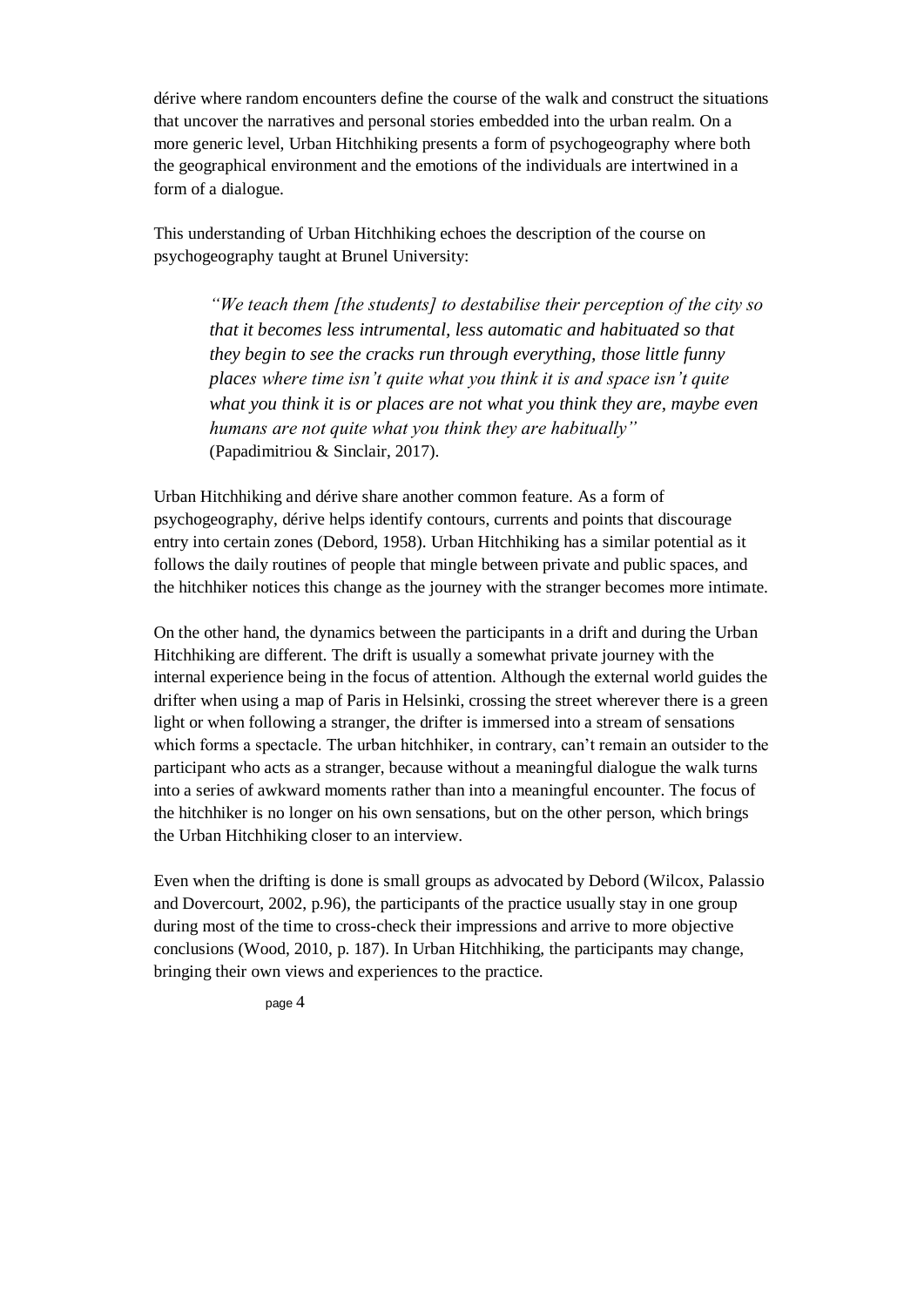dérive where random encounters define the course of the walk and construct the situations that uncover the narratives and personal stories embedded into the urban realm. On a more generic level, Urban Hitchhiking presents a form of psychogeography where both the geographical environment and the emotions of the individuals are intertwined in a form of a dialogue.

This understanding of Urban Hitchhiking echoes the description of the course on psychogeography taught at Brunel University:

> *"We teach them [the students] to destabilise their perception of the city so that it becomes less intrumental, less automatic and habituated so that they begin to see the cracks run through everything, those little funny places where time isn't quite what you think it is and space isn't quite what you think it is or places are not what you think they are, maybe even humans are not quite what you think they are habitually"*
> (Papadimitriou & Sinclair, 2017).

Urban Hitchhiking and dérive share another common feature. As a form of psychogeography, dérive helps identify contours, currents and points that discourage entry into certain zones (Debord, 1958). Urban Hitchhiking has a similar potential as it follows the daily routines of people that mingle between private and public spaces, and the hitchhiker notices this change as the journey with the stranger becomes more intimate.

On the other hand, the dynamics between the participants in a drift and during the Urban Hitchhiking are different. The drift is usually a somewhat private journey with the internal experience being in the focus of attention. Although the external world guides the drifter when using a map of Paris in Helsinki, crossing the street wherever there is a green light or when following a stranger, the drifter is immersed into a stream of sensations which forms a spectacle. The urban hitchhiker, in contrary, can't remain an outsider to the participant who acts as a stranger, because without a meaningful dialogue the walk turns into a series of awkward moments rather than into a meaningful encounter. The focus of the hitchhiker is no longer on his own sensations, but on the other person, which brings the Urban Hitchhiking closer to an interview.

Even when the drifting is done is small groups as advocated by Debord (Wilcox, Palassio and Dovercourt, 2002, p.96), the participants of the practice usually stay in one group during most of the time to cross-check their impressions and arrive to more objective conclusions (Wood, 2010, p. 187). In Urban Hitchhiking, the participants may change, bringing their own views and experiences to the practice.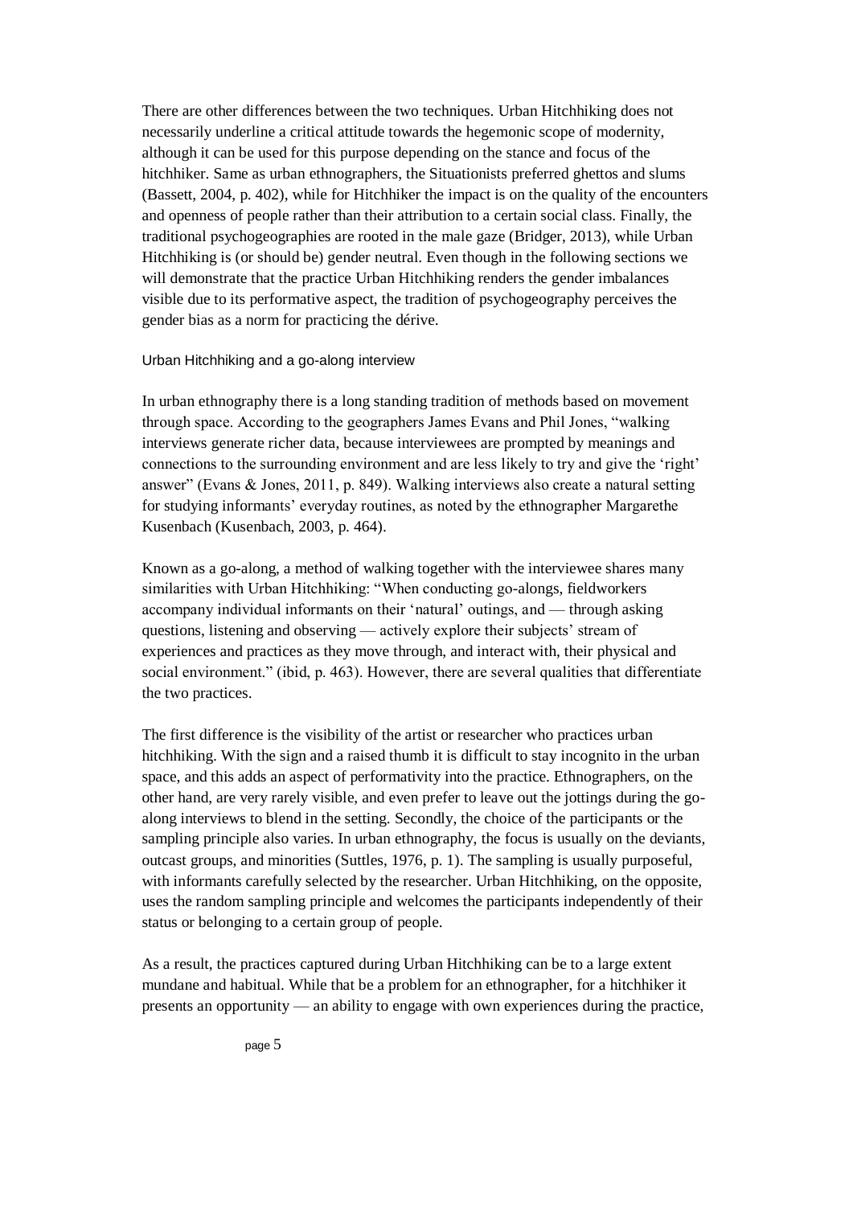There are other differences between the two techniques. Urban Hitchhiking does not necessarily underline a critical attitude towards the hegemonic scope of modernity, although it can be used for this purpose depending on the stance and focus of the hitchhiker. Same as urban ethnographers, the Situationists preferred ghettos and slums (Bassett, 2004, p. 402), while for Hitchhiker the impact is on the quality of the encounters and openness of people rather than their attribution to a certain social class. Finally, the traditional psychogeographies are rooted in the male gaze (Bridger, 2013), while Urban Hitchhiking is (or should be) gender neutral. Even though in the following sections we will demonstrate that the practice Urban Hitchhiking renders the gender imbalances visible due to its performative aspect, the tradition of psychogeography perceives the gender bias as a norm for practicing the dérive.

### Urban Hitchhiking and a go-along interview

In urban ethnography there is a long standing tradition of methods based on movement through space. According to the geographers James Evans and Phil Jones, "walking interviews generate richer data, because interviewees are prompted by meanings and connections to the surrounding environment and are less likely to try and give the 'right' answer" (Evans & Jones, 2011, p. 849). Walking interviews also create a natural setting for studying informants' everyday routines, as noted by the ethnographer Margarethe Kusenbach (Kusenbach, 2003, p. 464).

Known as a go-along, a method of walking together with the interviewee shares many similarities with Urban Hitchhiking: "When conducting go-alongs, fieldworkers accompany individual informants on their 'natural' outings, and — through asking questions, listening and observing — actively explore their subjects' stream of experiences and practices as they move through, and interact with, their physical and social environment." (ibid, p. 463). However, there are several qualities that differentiate the two practices.

The first difference is the visibility of the artist or researcher who practices urban hitchhiking. With the sign and a raised thumb it is difficult to stay incognito in the urban space, and this adds an aspect of performativity into the practice. Ethnographers, on the other hand, are very rarely visible, and even prefer to leave out the jottings during the go-along interviews to blend in the setting. Secondly, the choice of the participants or the sampling principle also varies. In urban ethnography, the focus is usually on the deviants, outcast groups, and minorities (Suttles, 1976, p. 1). The sampling is usually purposeful, with informants carefully selected by the researcher. Urban Hitchhiking, on the opposite, uses the random sampling principle and welcomes the participants independently of their status or belonging to a certain group of people.

As a result, the practices captured during Urban Hitchhiking can be to a large extent mundane and habitual. While that be a problem for an ethnographer, for a hitchhiker it presents an opportunity — an ability to engage with own experiences during the practice,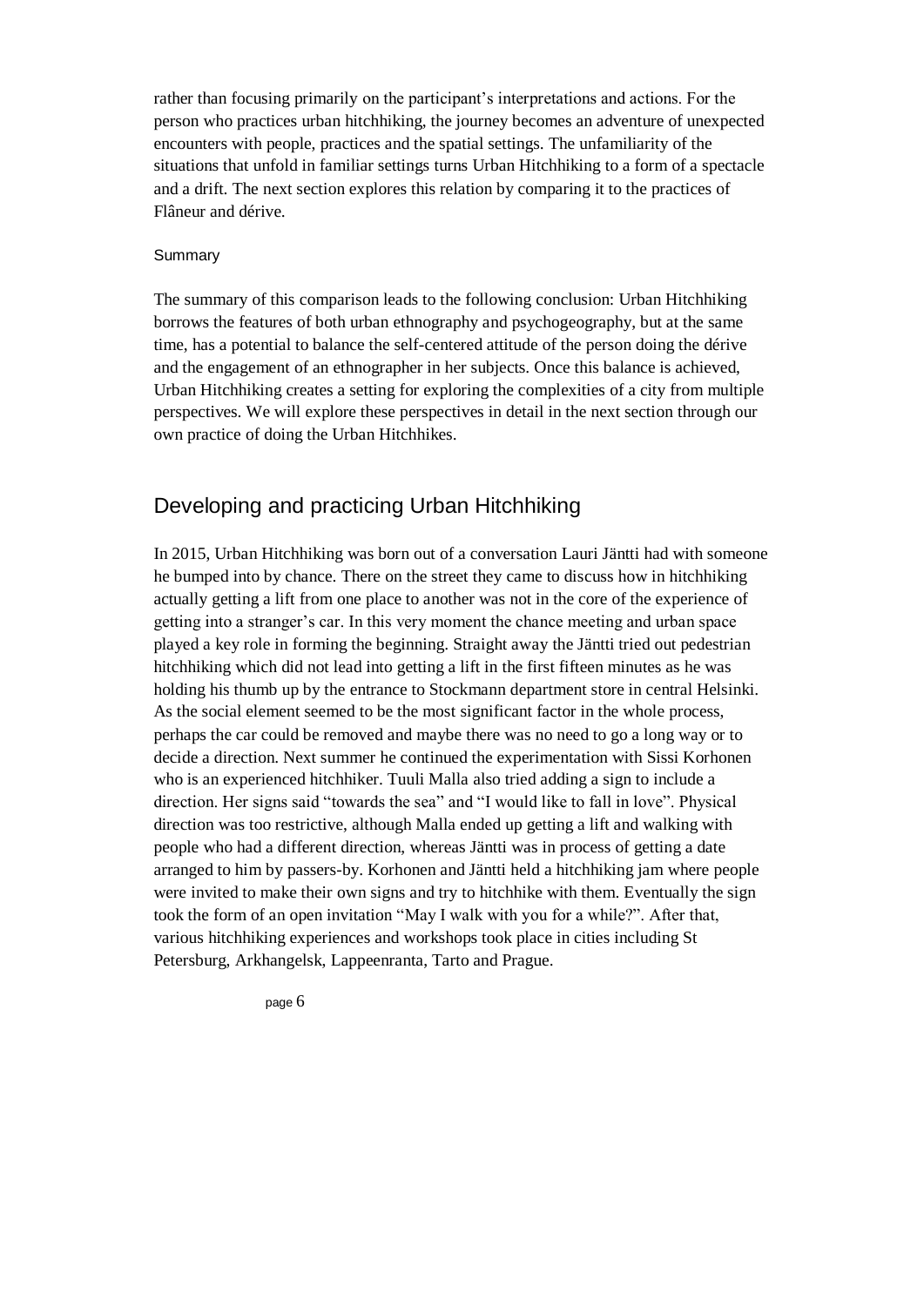rather than focusing primarily on the participant's interpretations and actions. For the person who practices urban hitchhiking, the journey becomes an adventure of unexpected encounters with people, practices and the spatial settings. The unfamiliarity of the situations that unfold in familiar settings turns Urban Hitchhiking to a form of a spectacle and a drift. The next section explores this relation by comparing it to the practices of Flâneur and dérive.

### Summary

The summary of this comparison leads to the following conclusion: Urban Hitchhiking borrows the features of both urban ethnography and psychogeography, but at the same time, has a potential to balance the self-centered attitude of the person doing the dérive and the engagement of an ethnographer in her subjects. Once this balance is achieved, Urban Hitchhiking creates a setting for exploring the complexities of a city from multiple perspectives. We will explore these perspectives in detail in the next section through our own practice of doing the Urban Hitchhikes.

## Developing and practicing Urban Hitchhiking

In 2015, Urban Hitchhiking was born out of a conversation Lauri Jäntti had with someone he bumped into by chance. There on the street they came to discuss how in hitchhiking actually getting a lift from one place to another was not in the core of the experience of getting into a stranger's car. In this very moment the chance meeting and urban space played a key role in forming the beginning. Straight away the Jäntti tried out pedestrian hitchhiking which did not lead into getting a lift in the first fifteen minutes as he was holding his thumb up by the entrance to Stockmann department store in central Helsinki. As the social element seemed to be the most significant factor in the whole process, perhaps the car could be removed and maybe there was no need to go a long way or to decide a direction. Next summer he continued the experimentation with Sissi Korhonen who is an experienced hitchhiker. Tuuli Malla also tried adding a sign to include a direction. Her signs said "towards the sea" and "I would like to fall in love". Physical direction was too restrictive, although Malla ended up getting a lift and walking with people who had a different direction, whereas Jäntti was in process of getting a date arranged to him by passers-by. Korhonen and Jäntti held a hitchhiking jam where people were invited to make their own signs and try to hitchhike with them. Eventually the sign took the form of an open invitation "May I walk with you for a while?". After that, various hitchhiking experiences and workshops took place in cities including St Petersburg, Arkhangelsk, Lappeenranta, Tarto and Prague.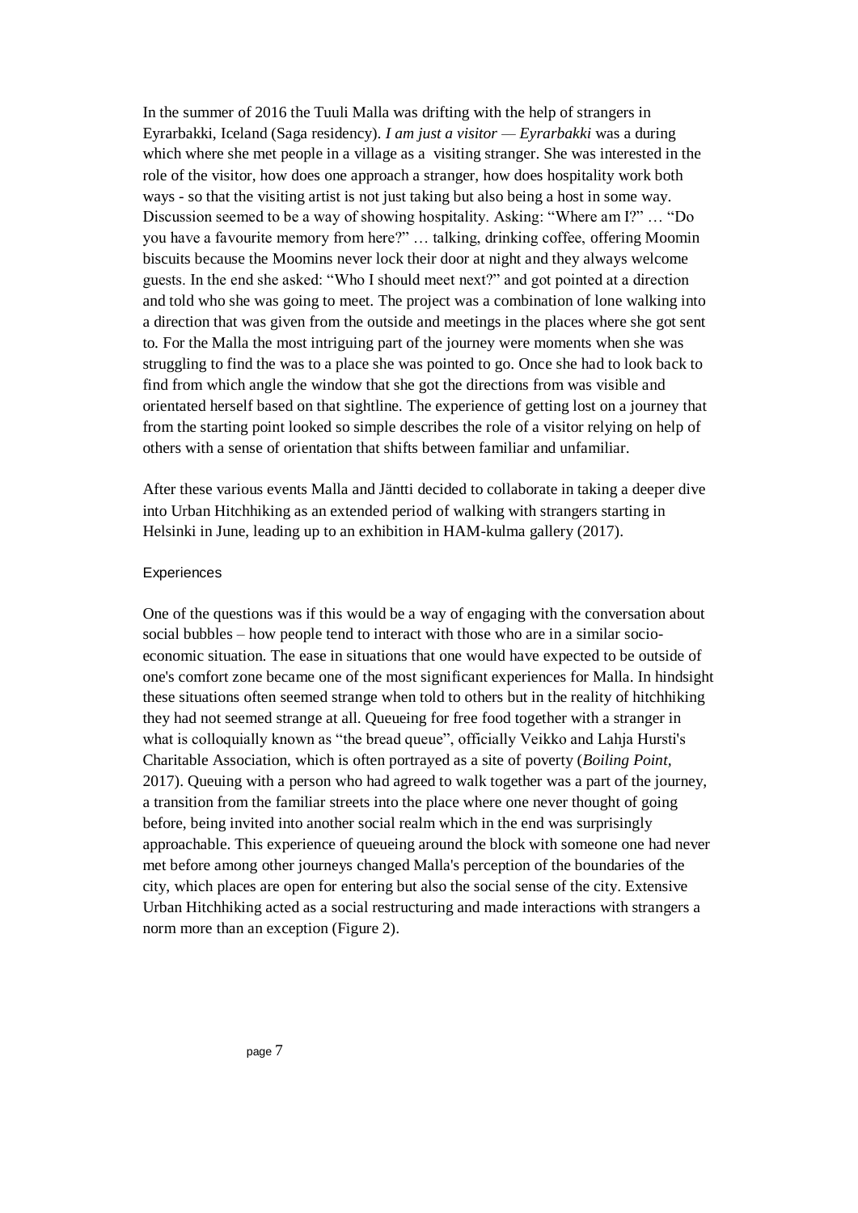In the summer of 2016 the Tuuli Malla was drifting with the help of strangers in Eyrarbakki, Iceland (Saga residency). *I am just a visitor — Eyrarbakki* was a during which where she met people in a village as a visiting stranger. She was interested in the role of the visitor, how does one approach a stranger, how does hospitality work both ways - so that the visiting artist is not just taking but also being a host in some way. Discussion seemed to be a way of showing hospitality. Asking: "Where am I?" … "Do you have a favourite memory from here?" … talking, drinking coffee, offering Moomin biscuits because the Moomins never lock their door at night and they always welcome guests. In the end she asked: "Who I should meet next?" and got pointed at a direction and told who she was going to meet. The project was a combination of lone walking into a direction that was given from the outside and meetings in the places where she got sent to. For the Malla the most intriguing part of the journey were moments when she was struggling to find the was to a place she was pointed to go. Once she had to look back to find from which angle the window that she got the directions from was visible and orientated herself based on that sightline. The experience of getting lost on a journey that from the starting point looked so simple describes the role of a visitor relying on help of others with a sense of orientation that shifts between familiar and unfamiliar.

After these various events Malla and Jäntti decided to collaborate in taking a deeper dive into Urban Hitchhiking as an extended period of walking with strangers starting in Helsinki in June, leading up to an exhibition in HAM-kulma gallery (2017).

### Experiences

One of the questions was if this would be a way of engaging with the conversation about social bubbles – how people tend to interact with those who are in a similar socio-economic situation. The ease in situations that one would have expected to be outside of one's comfort zone became one of the most significant experiences for Malla. In hindsight these situations often seemed strange when told to others but in the reality of hitchhiking they had not seemed strange at all. Queueing for free food together with a stranger in what is colloquially known as "the bread queue", officially Veikko and Lahja Hursti's Charitable Association, which is often portrayed as a site of poverty (*Boiling Point,* 2017). Queuing with a person who had agreed to walk together was a part of the journey, a transition from the familiar streets into the place where one never thought of going before, being invited into another social realm which in the end was surprisingly approachable. This experience of queueing around the block with someone one had never met before among other journeys changed Malla's perception of the boundaries of the city, which places are open for entering but also the social sense of the city. Extensive Urban Hitchhiking acted as a social restructuring and made interactions with strangers a norm more than an exception (Figure 2).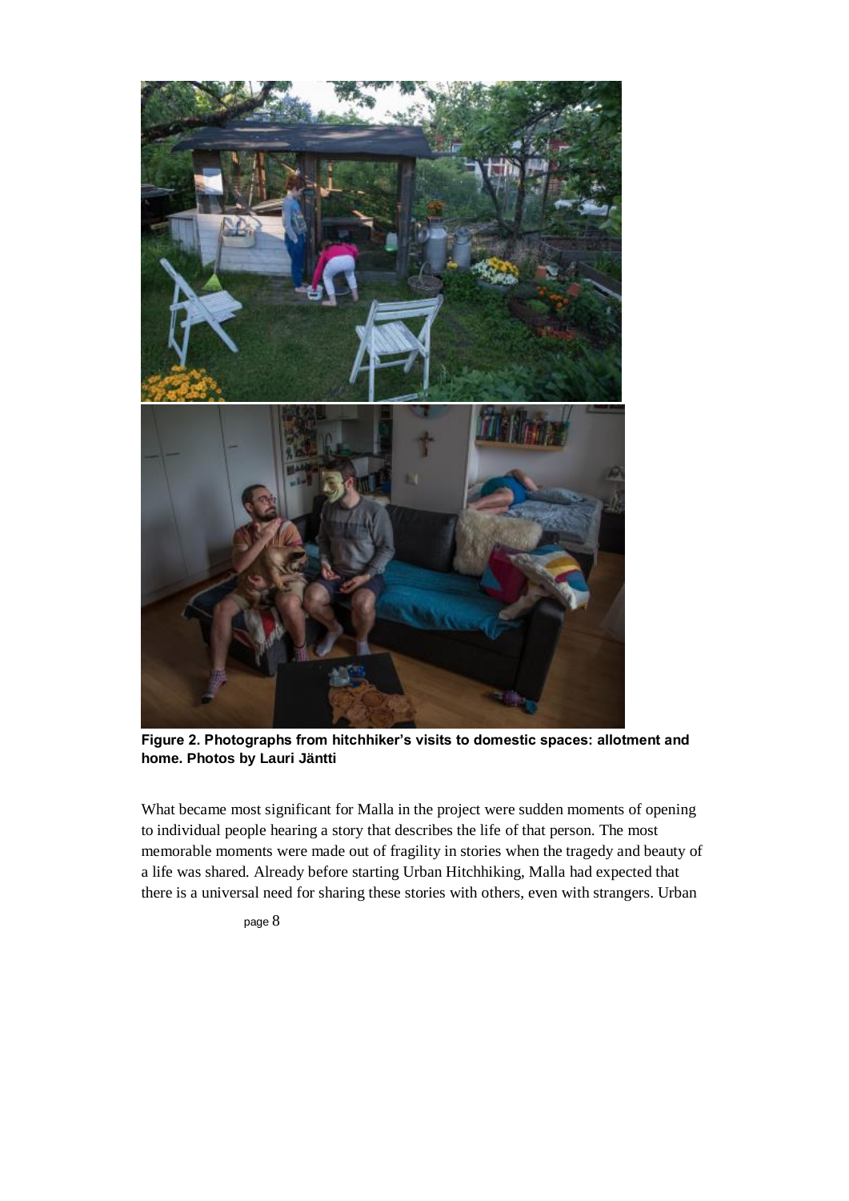**Figure 2. Photographs from hitchhiker's visits to domestic spaces: allotment and home. Photos by Lauri Jäntti**

What became most significant for Malla in the project were sudden moments of opening to individual people hearing a story that describes the life of that person. The most memorable moments were made out of fragility in stories when the tragedy and beauty of a life was shared. Already before starting Urban Hitchhiking, Malla had expected that there is a universal need for sharing these stories with others, even with strangers. Urban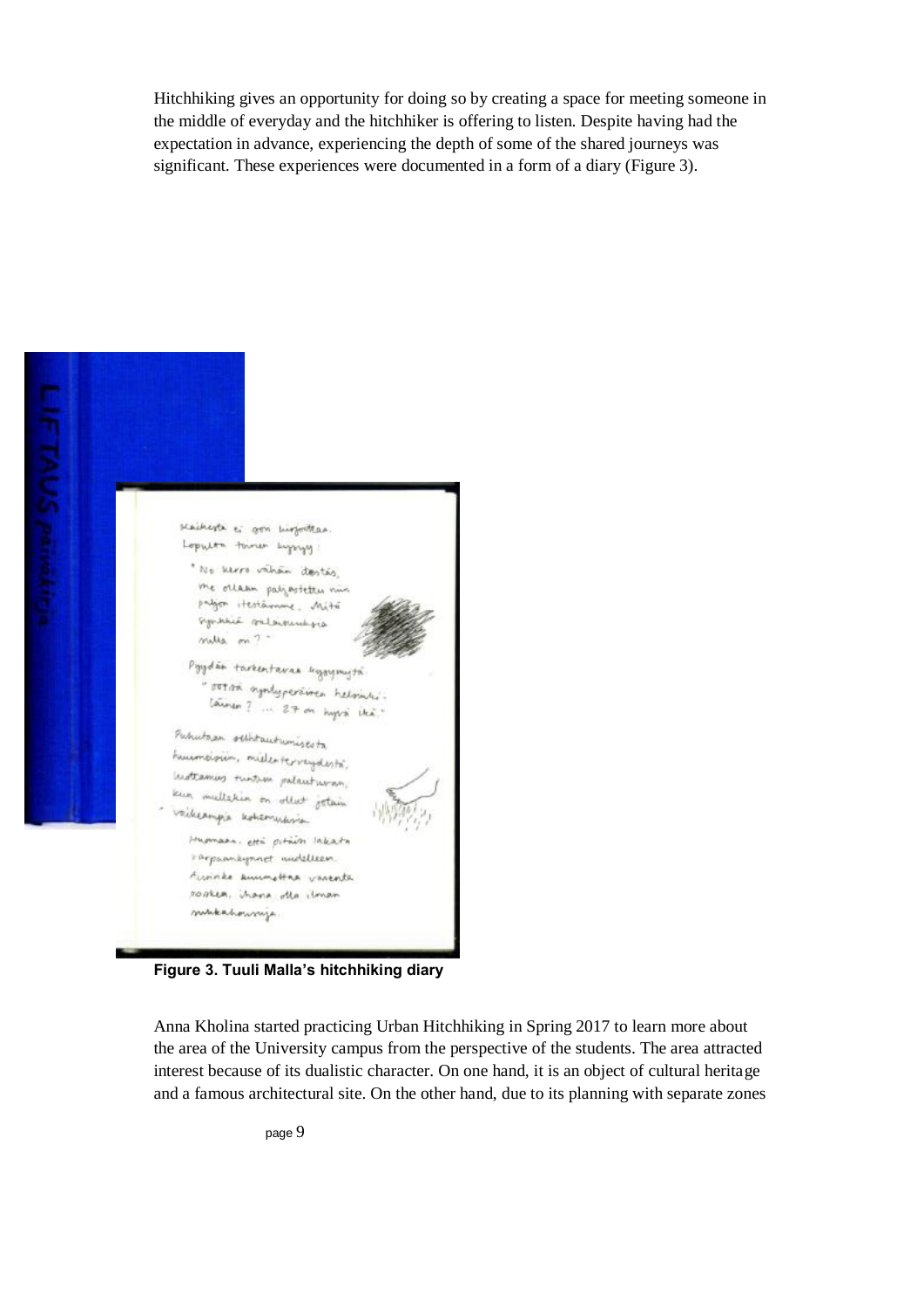Hitchhiking gives an opportunity for doing so by creating a space for meeting someone in the middle of everyday and the hitchhiker is offering to listen. Despite having had the expectation in advance, experiencing the depth of some of the shared journeys was significant. These experiences were documented in a form of a diary (Figure 3).

**Figure 3. Tuuli Malla's hitchhiking diary**

Anna Kholina started practicing Urban Hitchhiking in Spring 2017 to learn more about the area of the University campus from the perspective of the students. The area attracted interest because of its dualistic character. On one hand, it is an object of cultural heritage and a famous architectural site. On the other hand, due to its planning with separate zones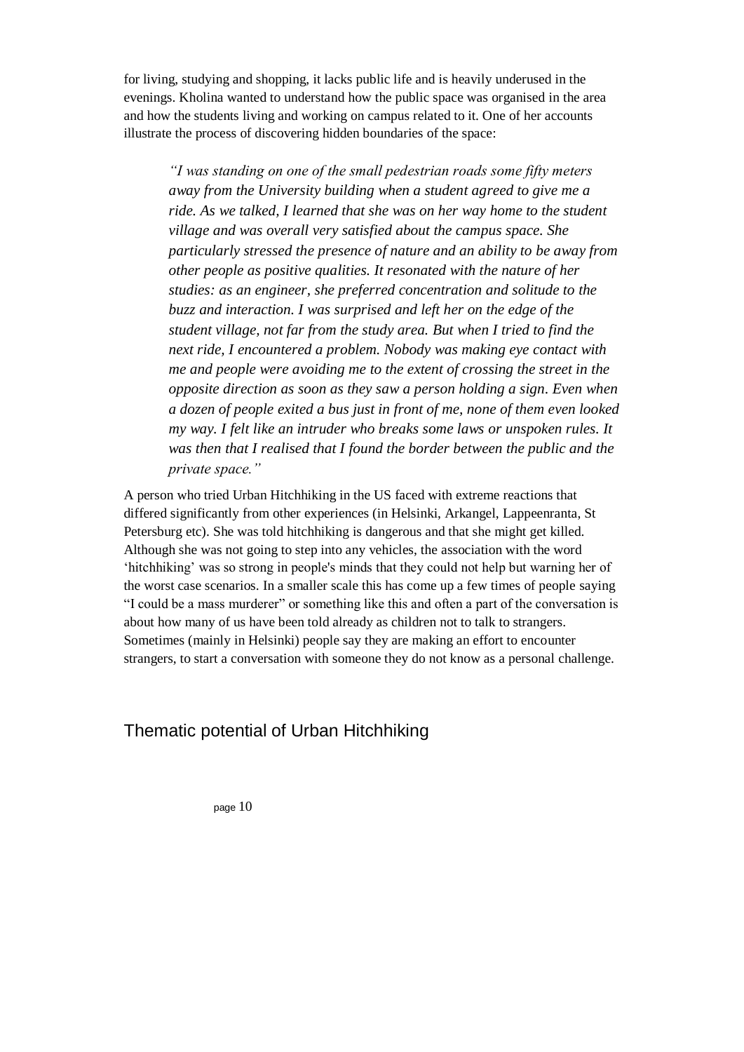for living, studying and shopping, it lacks public life and is heavily underused in the evenings. Kholina wanted to understand how the public space was organised in the area and how the students living and working on campus related to it. One of her accounts illustrate the process of discovering hidden boundaries of the space:

> *"I was standing on one of the small pedestrian roads some fifty meters away from the University building when a student agreed to give me a ride. As we talked, I learned that she was on her way home to the student village and was overall very satisfied about the campus space. She particularly stressed the presence of nature and an ability to be away from other people as positive qualities. It resonated with the nature of her studies: as an engineer, she preferred concentration and solitude to the buzz and interaction. I was surprised and left her on the edge of the student village, not far from the study area. But when I tried to find the next ride, I encountered a problem. Nobody was making eye contact with me and people were avoiding me to the extent of crossing the street in the opposite direction as soon as they saw a person holding a sign. Even when a dozen of people exited a bus just in front of me, none of them even looked my way. I felt like an intruder who breaks some laws or unspoken rules. It was then that I realised that I found the border between the public and the private space."*

A person who tried Urban Hitchhiking in the US faced with extreme reactions that differed significantly from other experiences (in Helsinki, Arkangel, Lappeenranta, St Petersburg etc). She was told hitchhiking is dangerous and that she might get killed. Although she was not going to step into any vehicles, the association with the word 'hitchhiking' was so strong in people's minds that they could not help but warning her of the worst case scenarios. In a smaller scale this has come up a few times of people saying "I could be a mass murderer" or something like this and often a part of the conversation is about how many of us have been told already as children not to talk to strangers. Sometimes (mainly in Helsinki) people say they are making an effort to encounter strangers, to start a conversation with someone they do not know as a personal challenge.

## Thematic potential of Urban Hitchhiking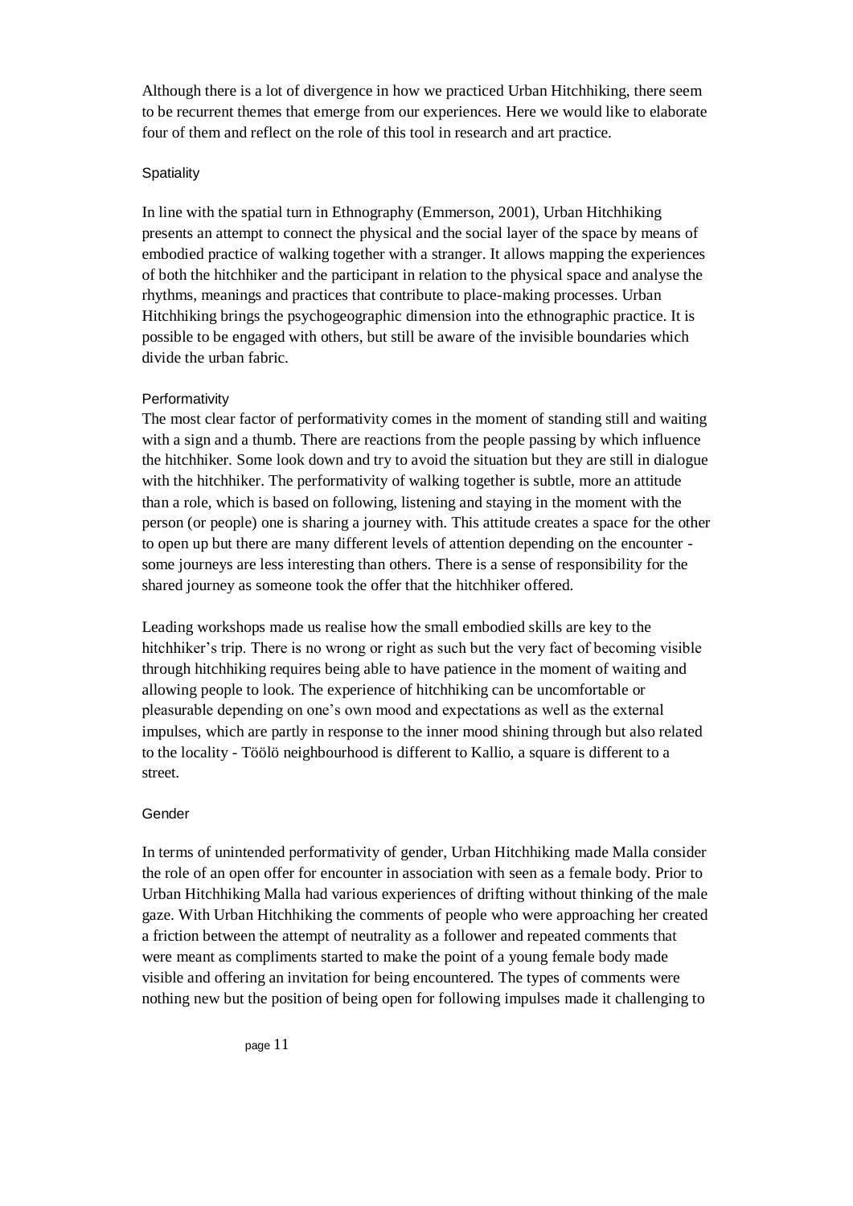Although there is a lot of divergence in how we practiced Urban Hitchhiking, there seem to be recurrent themes that emerge from our experiences. Here we would like to elaborate four of them and reflect on the role of this tool in research and art practice.

### Spatiality

In line with the spatial turn in Ethnography (Emmerson, 2001), Urban Hitchhiking presents an attempt to connect the physical and the social layer of the space by means of embodied practice of walking together with a stranger. It allows mapping the experiences of both the hitchhiker and the participant in relation to the physical space and analyse the rhythms, meanings and practices that contribute to place-making processes. Urban Hitchhiking brings the psychogeographic dimension into the ethnographic practice. It is possible to be engaged with others, but still be aware of the invisible boundaries which divide the urban fabric.

### Performativity

The most clear factor of performativity comes in the moment of standing still and waiting with a sign and a thumb. There are reactions from the people passing by which influence the hitchhiker. Some look down and try to avoid the situation but they are still in dialogue with the hitchhiker. The performativity of walking together is subtle, more an attitude than a role, which is based on following, listening and staying in the moment with the person (or people) one is sharing a journey with. This attitude creates a space for the other to open up but there are many different levels of attention depending on the encounter - some journeys are less interesting than others. There is a sense of responsibility for the shared journey as someone took the offer that the hitchhiker offered.

Leading workshops made us realise how the small embodied skills are key to the hitchhiker's trip. There is no wrong or right as such but the very fact of becoming visible through hitchhiking requires being able to have patience in the moment of waiting and allowing people to look. The experience of hitchhiking can be uncomfortable or pleasurable depending on one's own mood and expectations as well as the external impulses, which are partly in response to the inner mood shining through but also related to the locality - Töölö neighbourhood is different to Kallio, a square is different to a street.

### Gender

In terms of unintended performativity of gender, Urban Hitchhiking made Malla consider the role of an open offer for encounter in association with seen as a female body. Prior to Urban Hitchhiking Malla had various experiences of drifting without thinking of the male gaze. With Urban Hitchhiking the comments of people who were approaching her created a friction between the attempt of neutrality as a follower and repeated comments that were meant as compliments started to make the point of a young female body made visible and offering an invitation for being encountered. The types of comments were nothing new but the position of being open for following impulses made it challenging to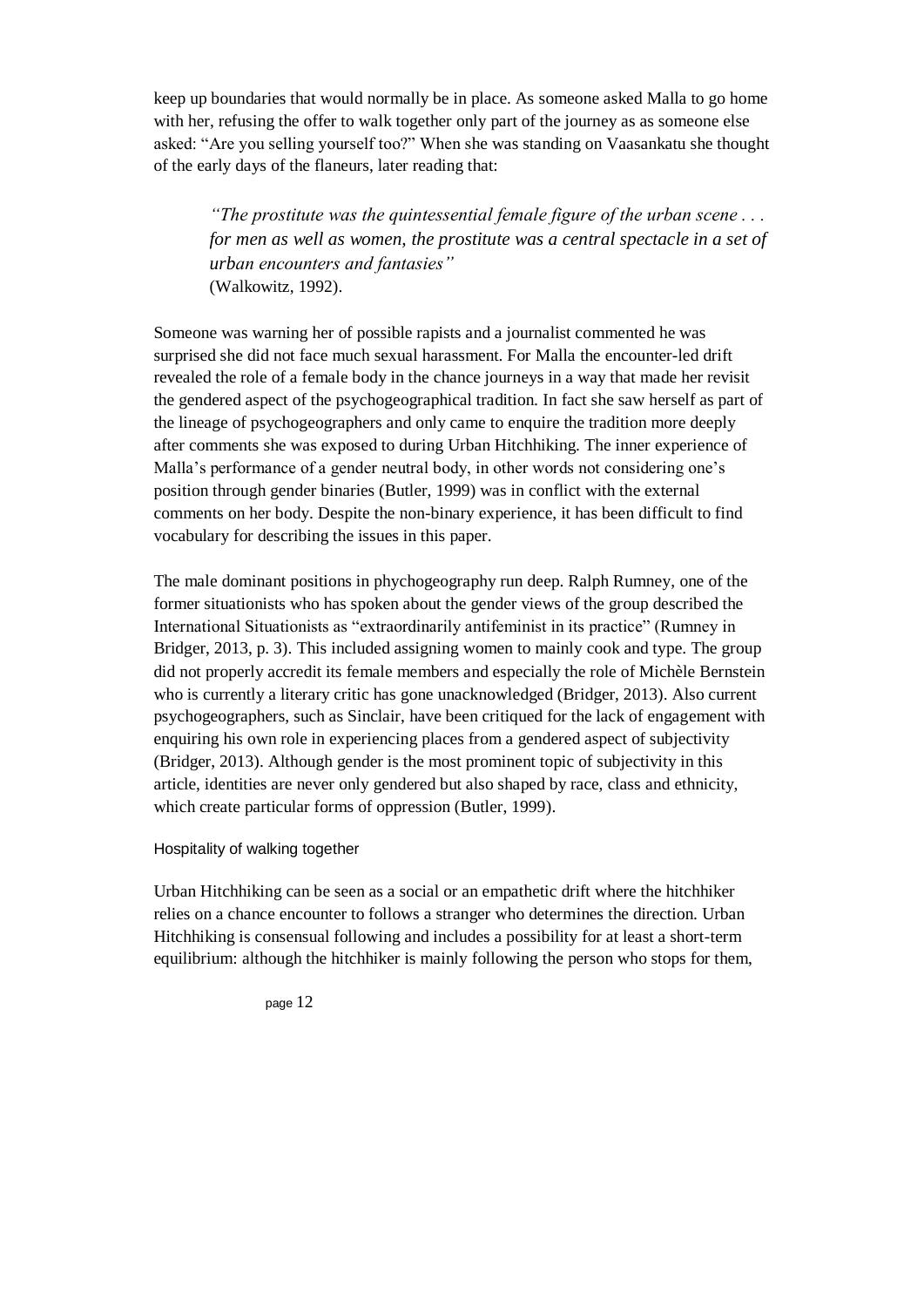keep up boundaries that would normally be in place. As someone asked Malla to go home with her, refusing the offer to walk together only part of the journey as as someone else asked: “Are you selling yourself too?” When she was standing on Vaasankatu she thought of the early days of the flaneurs, later reading that:

> *“The prostitute was the quintessential female figure of the urban scene . . . for men as well as women, the prostitute was a central spectacle in a set of urban encounters and fantasies”*
> (Walkowitz, 1992).

Someone was warning her of possible rapists and a journalist commented he was surprised she did not face much sexual harassment. For Malla the encounter-led drift revealed the role of a female body in the chance journeys in a way that made her revisit the gendered aspect of the psychogeographical tradition. In fact she saw herself as part of the lineage of psychogeographers and only came to enquire the tradition more deeply after comments she was exposed to during Urban Hitchhiking. The inner experience of Malla’s performance of a gender neutral body, in other words not considering one’s position through gender binaries (Butler, 1999) was in conflict with the external comments on her body. Despite the non-binary experience, it has been difficult to find vocabulary for describing the issues in this paper.

The male dominant positions in phychogeography run deep. Ralph Rumney, one of the former situationists who has spoken about the gender views of the group described the International Situationists as “extraordinarily antifeminist in its practice” (Rumney in Bridger, 2013, p. 3). This included assigning women to mainly cook and type. The group did not properly accredit its female members and especially the role of Michèle Bernstein who is currently a literary critic has gone unacknowledged (Bridger, 2013). Also current psychogeographers, such as Sinclair, have been critiqued for the lack of engagement with enquiring his own role in experiencing places from a gendered aspect of subjectivity (Bridger, 2013). Although gender is the most prominent topic of subjectivity in this article, identities are never only gendered but also shaped by race, class and ethnicity, which create particular forms of oppression (Butler, 1999).

### Hospitality of walking together

Urban Hitchhiking can be seen as a social or an empathetic drift where the hitchhiker relies on a chance encounter to follows a stranger who determines the direction. Urban Hitchhiking is consensual following and includes a possibility for at least a short-term equilibrium: although the hitchhiker is mainly following the person who stops for them,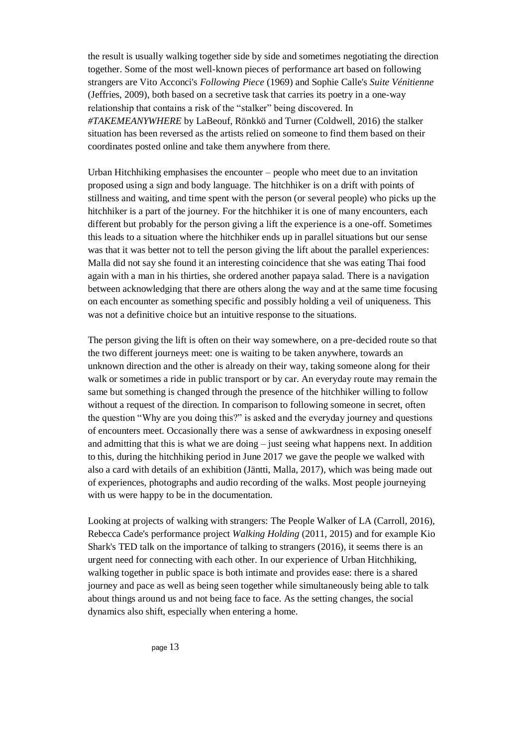the result is usually walking together side by side and sometimes negotiating the direction together. Some of the most well-known pieces of performance art based on following strangers are Vito Acconci's *Following Piece* (1969) and Sophie Calle's *Suite Vénitienne* (Jeffries, 2009), both based on a secretive task that carries its poetry in a one-way relationship that contains a risk of the "stalker" being discovered. In *#TAKEMEANYWHERE* by LaBeouf, Rönkkö and Turner (Coldwell, 2016) the stalker situation has been reversed as the artists relied on someone to find them based on their coordinates posted online and take them anywhere from there.

Urban Hitchhiking emphasises the encounter – people who meet due to an invitation proposed using a sign and body language. The hitchhiker is on a drift with points of stillness and waiting, and time spent with the person (or several people) who picks up the hitchhiker is a part of the journey. For the hitchhiker it is one of many encounters, each different but probably for the person giving a lift the experience is a one-off. Sometimes this leads to a situation where the hitchhiker ends up in parallel situations but our sense was that it was better not to tell the person giving the lift about the parallel experiences: Malla did not say she found it an interesting coincidence that she was eating Thai food again with a man in his thirties, she ordered another papaya salad. There is a navigation between acknowledging that there are others along the way and at the same time focusing on each encounter as something specific and possibly holding a veil of uniqueness. This was not a definitive choice but an intuitive response to the situations.

The person giving the lift is often on their way somewhere, on a pre-decided route so that the two different journeys meet: one is waiting to be taken anywhere, towards an unknown direction and the other is already on their way, taking someone along for their walk or sometimes a ride in public transport or by car. An everyday route may remain the same but something is changed through the presence of the hitchhiker willing to follow without a request of the direction. In comparison to following someone in secret, often the question "Why are you doing this?" is asked and the everyday journey and questions of encounters meet. Occasionally there was a sense of awkwardness in exposing oneself and admitting that this is what we are doing – just seeing what happens next. In addition to this, during the hitchhiking period in June 2017 we gave the people we walked with also a card with details of an exhibition (Jäntti, Malla, 2017), which was being made out of experiences, photographs and audio recording of the walks. Most people journeying with us were happy to be in the documentation.

Looking at projects of walking with strangers: The People Walker of LA (Carroll, 2016), Rebecca Cade's performance project *Walking Holding* (2011, 2015) and for example Kio Shark's TED talk on the importance of talking to strangers (2016), it seems there is an urgent need for connecting with each other. In our experience of Urban Hitchhiking, walking together in public space is both intimate and provides ease: there is a shared journey and pace as well as being seen together while simultaneously being able to talk about things around us and not being face to face. As the setting changes, the social dynamics also shift, especially when entering a home.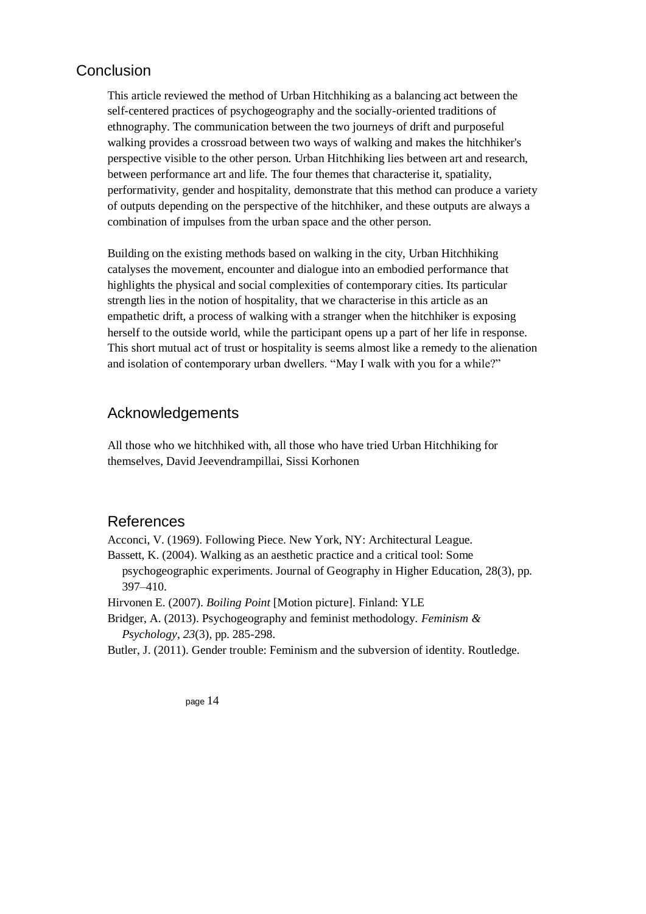## Conclusion

This article reviewed the method of Urban Hitchhiking as a balancing act between the self-centered practices of psychogeography and the socially-oriented traditions of ethnography. The communication between the two journeys of drift and purposeful walking provides a crossroad between two ways of walking and makes the hitchhiker's perspective visible to the other person. Urban Hitchhiking lies between art and research, between performance art and life. The four themes that characterise it, spatiality, performativity, gender and hospitality, demonstrate that this method can produce a variety of outputs depending on the perspective of the hitchhiker, and these outputs are always a combination of impulses from the urban space and the other person.

Building on the existing methods based on walking in the city, Urban Hitchhiking catalyses the movement, encounter and dialogue into an embodied performance that highlights the physical and social complexities of contemporary cities. Its particular strength lies in the notion of hospitality, that we characterise in this article as an empathetic drift, a process of walking with a stranger when the hitchhiker is exposing herself to the outside world, while the participant opens up a part of her life in response. This short mutual act of trust or hospitality is seems almost like a remedy to the alienation and isolation of contemporary urban dwellers. "May I walk with you for a while?"

## Acknowledgements

All those who we hitchhiked with, all those who have tried Urban Hitchhiking for themselves, David Jeevendrampillai, Sissi Korhonen

## References

Acconci, V. (1969). Following Piece. New York, NY: Architectural League.

Bassett, K. (2004). Walking as an aesthetic practice and a critical tool: Some psychogeographic experiments. Journal of Geography in Higher Education, 28(3), pp. 397–410.

Hirvonen E. (2007). *Boiling Point* [Motion picture]. Finland: YLE

Bridger, A. (2013). Psychogeography and feminist methodology. *Feminism & Psychology*, *23*(3), pp. 285-298.

Butler, J. (2011). Gender trouble: Feminism and the subversion of identity. Routledge.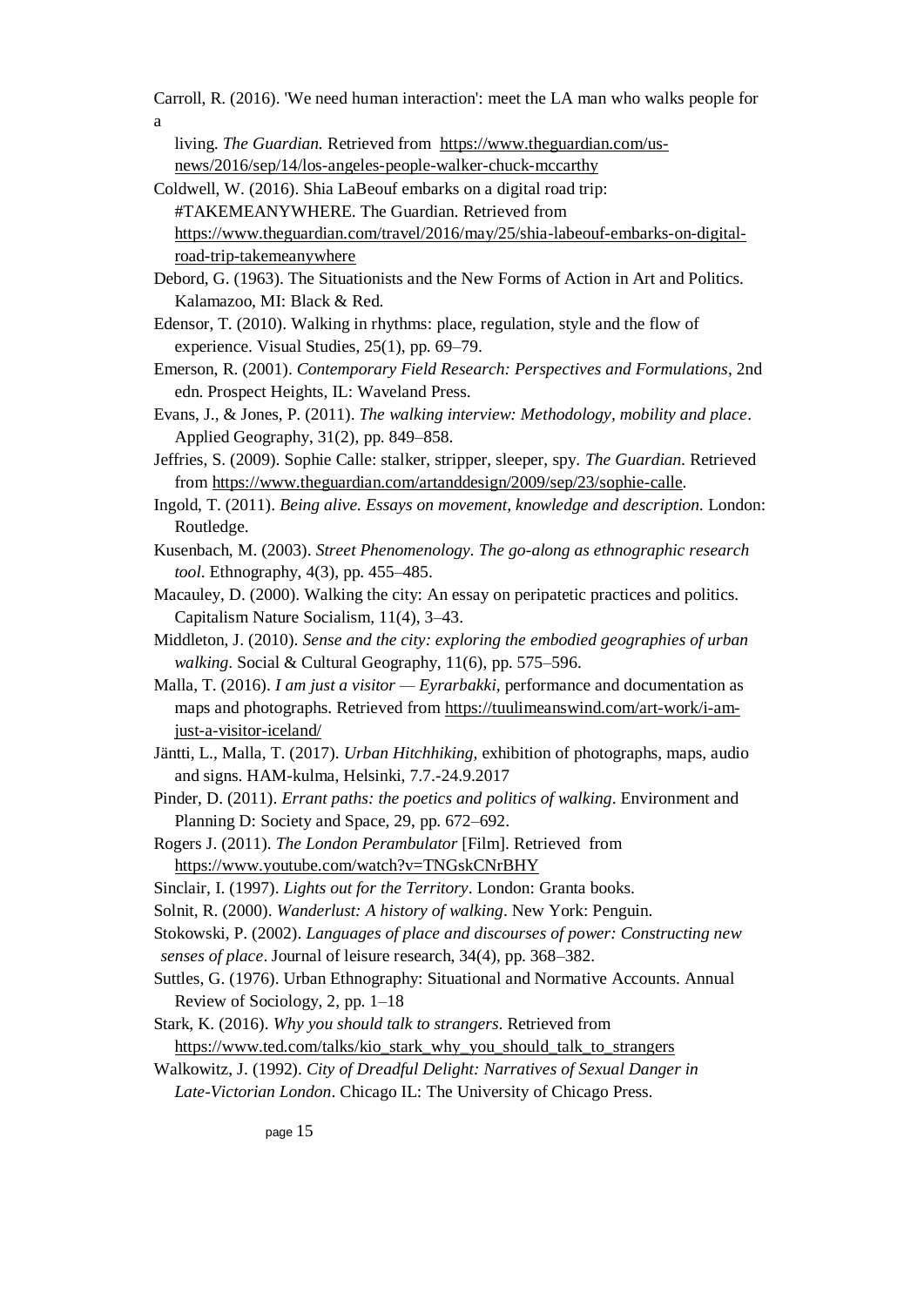Carroll, R. (2016). 'We need human interaction': meet the LA man who walks people for a living. *The Guardian.* Retrieved from https://www.theguardian.com/us-news/2016/sep/14/los-angeles-people-walker-chuck-mccarthy

Coldwell, W. (2016). Shia LaBeouf embarks on a digital road trip: #TAKEMEANYWHERE. The Guardian. Retrieved from https://www.theguardian.com/travel/2016/may/25/shia-labeouf-embarks-on-digital-road-trip-takemeanywhere

Debord, G. (1963). The Situationists and the New Forms of Action in Art and Politics. Kalamazoo, MI: Black & Red.

Edensor, T. (2010). Walking in rhythms: place, regulation, style and the flow of experience. Visual Studies, 25(1), pp. 69–79.

Emerson, R. (2001). *Contemporary Field Research: Perspectives and Formulations*, 2nd edn. Prospect Heights, IL: Waveland Press.

Evans, J., & Jones, P. (2011). *The walking interview: Methodology, mobility and place*. Applied Geography, 31(2), pp. 849–858.

Jeffries, S. (2009). Sophie Calle: stalker, stripper, sleeper, spy. *The Guardian.* Retrieved from https://www.theguardian.com/artanddesign/2009/sep/23/sophie-calle.

Ingold, T. (2011). *Being alive. Essays on movement, knowledge and description.* London: Routledge.

Kusenbach, M. (2003). *Street Phenomenology. The go-along as ethnographic research tool*. Ethnography, 4(3), pp. 455–485.

Macauley, D. (2000). Walking the city: An essay on peripatetic practices and politics. Capitalism Nature Socialism, 11(4), 3–43.

Middleton, J. (2010). *Sense and the city: exploring the embodied geographies of urban walking*. Social & Cultural Geography, 11(6), pp. 575–596.

Malla, T. (2016). *I am just a visitor — Eyrarbakki,* performance and documentation as maps and photographs. Retrieved from https://tuulimeanswind.com/art-work/i-am-just-a-visitor-iceland/

Jäntti, L., Malla, T. (2017). *Urban Hitchhiking,* exhibition of photographs, maps, audio and signs. HAM-kulma, Helsinki, 7.7.-24.9.2017

Pinder, D. (2011). *Errant paths: the poetics and politics of walking*. Environment and Planning D: Society and Space, 29, pp. 672–692.

Rogers J. (2011). *The London Perambulator* [Film]. Retrieved from https://www.youtube.com/watch?v=TNGskCNrBHY

Sinclair, I. (1997). *Lights out for the Territory*. London: Granta books.

Solnit, R. (2000). *Wanderlust: A history of walking*. New York: Penguin.

Stokowski, P. (2002). *Languages of place and discourses of power: Constructing new senses of place*. Journal of leisure research, 34(4), pp. 368–382.

Suttles, G. (1976). Urban Ethnography: Situational and Normative Accounts. Annual Review of Sociology, 2, pp. 1–18

Stark, K. (2016). *Why you should talk to strangers*. Retrieved from https://www.ted.com/talks/kio_stark_why_you_should_talk_to_strangers

Walkowitz, J. (1992). *City of Dreadful Delight: Narratives of Sexual Danger in Late-Victorian London*. Chicago IL: The University of Chicago Press.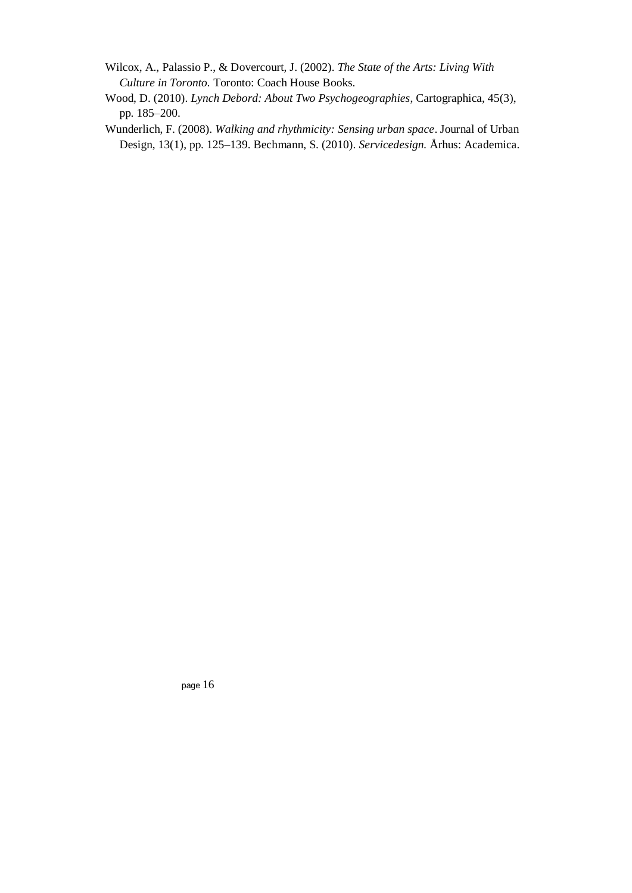Wilcox, A., Palassio P., & Dovercourt, J. (2002). *The State of the Arts: Living With Culture in Toronto.* Toronto: Coach House Books.

Wood, D. (2010). *Lynch Debord: About Two Psychogeographies*, Cartographica, 45(3), pp. 185–200.

Wunderlich, F. (2008). *Walking and rhythmicity: Sensing urban space*. Journal of Urban Design, 13(1), pp. 125–139. Bechmann, S. (2010). *Servicedesign.* Århus: Academica.